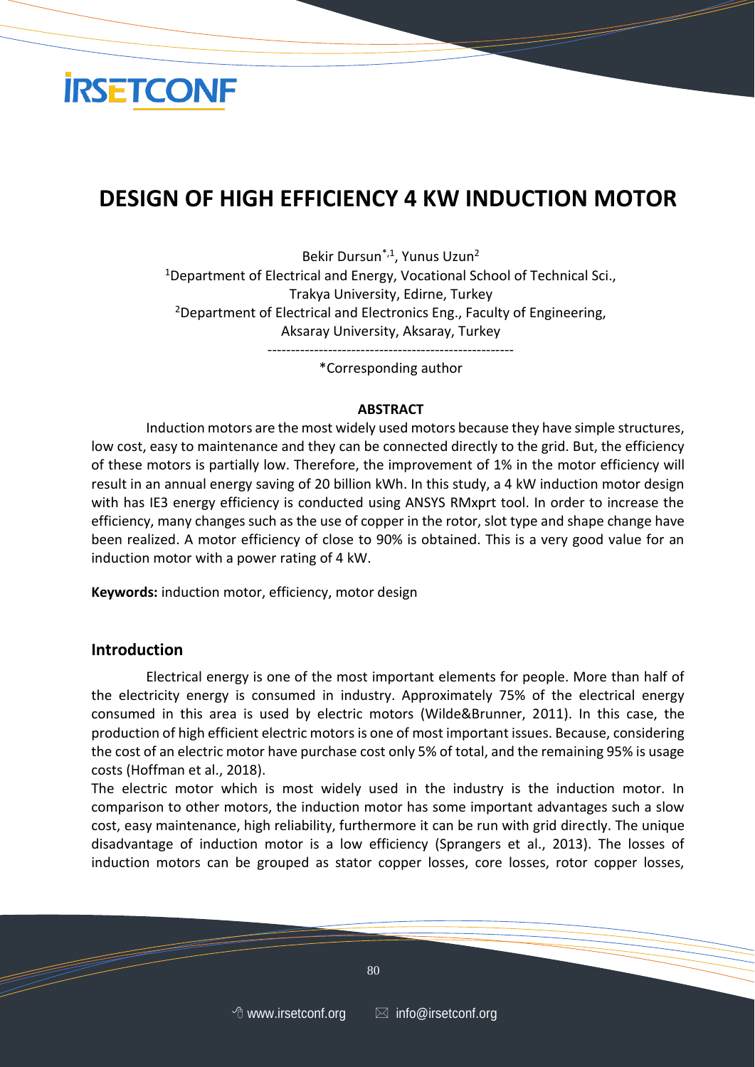# DESIGN OF HIGH EFFICIENCY 4 KW INDUCTION MOTOR

Bekir Dursun*[,1], Yunus Uzun[2]

[1]Department of Electrical and Energy, Vocational School of Technical Sci., Trakya University, Edirne, Turkey

[2]Department of Electrical and Electronics Eng., Faculty of Engineering, Aksaray University, Aksaray, Turkey

----------------------------------------------------

*Corresponding author

**ABSTRACT**

Induction motors are the most widely used motors because they have simple structures, low cost, easy to maintenance and they can be connected directly to the grid. But, the efficiency of these motors is partially low. Therefore, the improvement of 1% in the motor efficiency will result in an annual energy saving of 20 billion kWh. In this study, a 4 kW induction motor design with has IE3 energy efficiency is conducted using ANSYS RMxprt tool. In order to increase the efficiency, many changes such as the use of copper in the rotor, slot type and shape change have been realized. A motor efficiency of close to 90% is obtained. This is a very good value for an induction motor with a power rating of 4 kW.

**Keywords:** induction motor, efficiency, motor design

## Introduction

Electrical energy is one of the most important elements for people. More than half of the electricity energy is consumed in industry. Approximately 75% of the electrical energy consumed in this area is used by electric motors (Wilde&Brunner, 2011). In this case, the production of high efficient electric motors is one of most important issues. Because, considering the cost of an electric motor have purchase cost only 5% of total, and the remaining 95% is usage costs (Hoffman et al., 2018).

The electric motor which is most widely used in the industry is the induction motor. In comparison to other motors, the induction motor has some important advantages such a slow cost, easy maintenance, high reliability, furthermore it can be run with grid directly. The unique disadvantage of induction motor is a low efficiency (Sprangers et al., 2013). The losses of induction motors can be grouped as stator copper losses, core losses, rotor copper losses,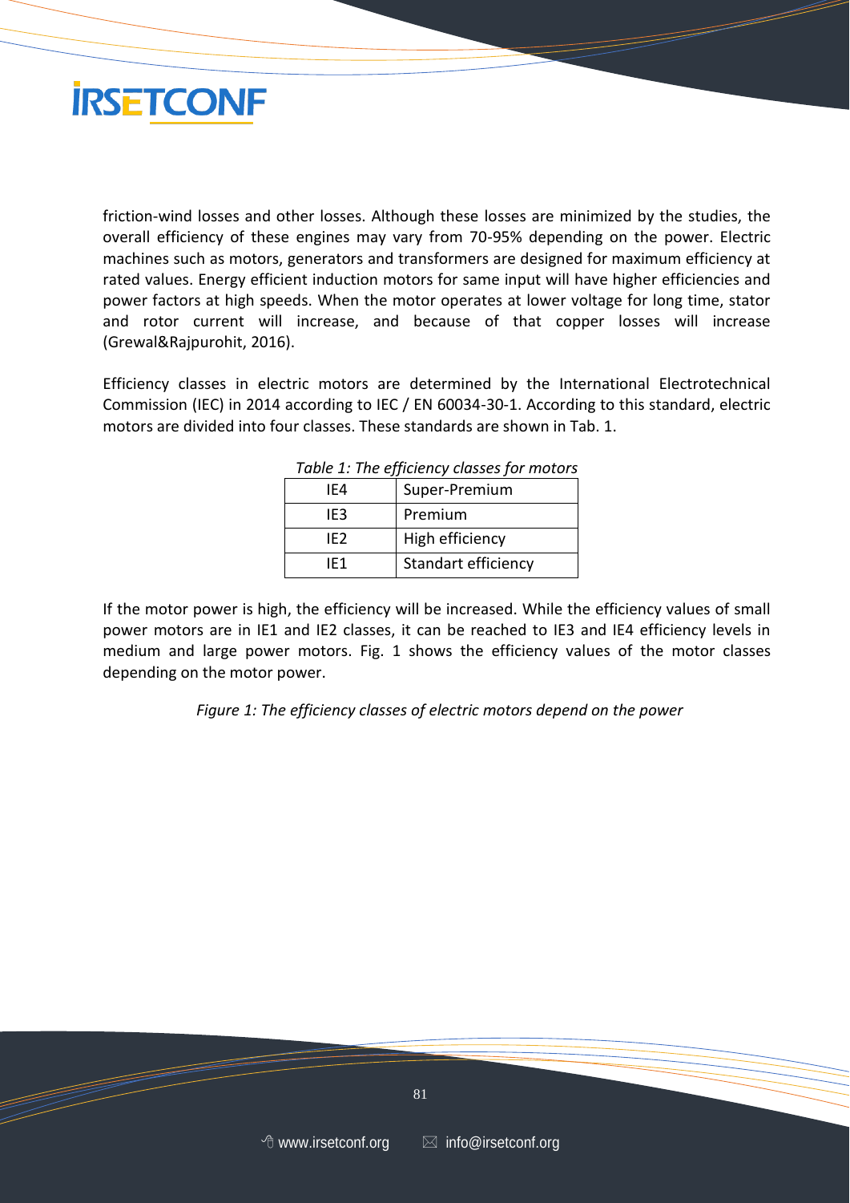friction-wind losses and other losses. Although these losses are minimized by the studies, the overall efficiency of these engines may vary from 70-95% depending on the power. Electric machines such as motors, generators and transformers are designed for maximum efficiency at rated values. Energy efficient induction motors for same input will have higher efficiencies and power factors at high speeds. When the motor operates at lower voltage for long time, stator and rotor current will increase, and because of that copper losses will increase (Grewal&Rajpurohit, 2016).

Efficiency classes in electric motors are determined by the International Electrotechnical Commission (IEC) in 2014 according to IEC / EN 60034-30-1. According to this standard, electric motors are divided into four classes. These standards are shown in Tab. 1.

*Table 1: The efficiency classes for motors*

| | |
|---|---|
| IE4 | Super-Premium |
| IE3 | Premium |
| IE2 | High efficiency |
| IE1 | Standart efficiency |

If the motor power is high, the efficiency will be increased. While the efficiency values of small power motors are in IE1 and IE2 classes, it can be reached to IE3 and IE4 efficiency levels in medium and large power motors. Fig. 1 shows the efficiency values of the motor classes depending on the motor power.

*Figure 1: The efficiency classes of electric motors depend on the power*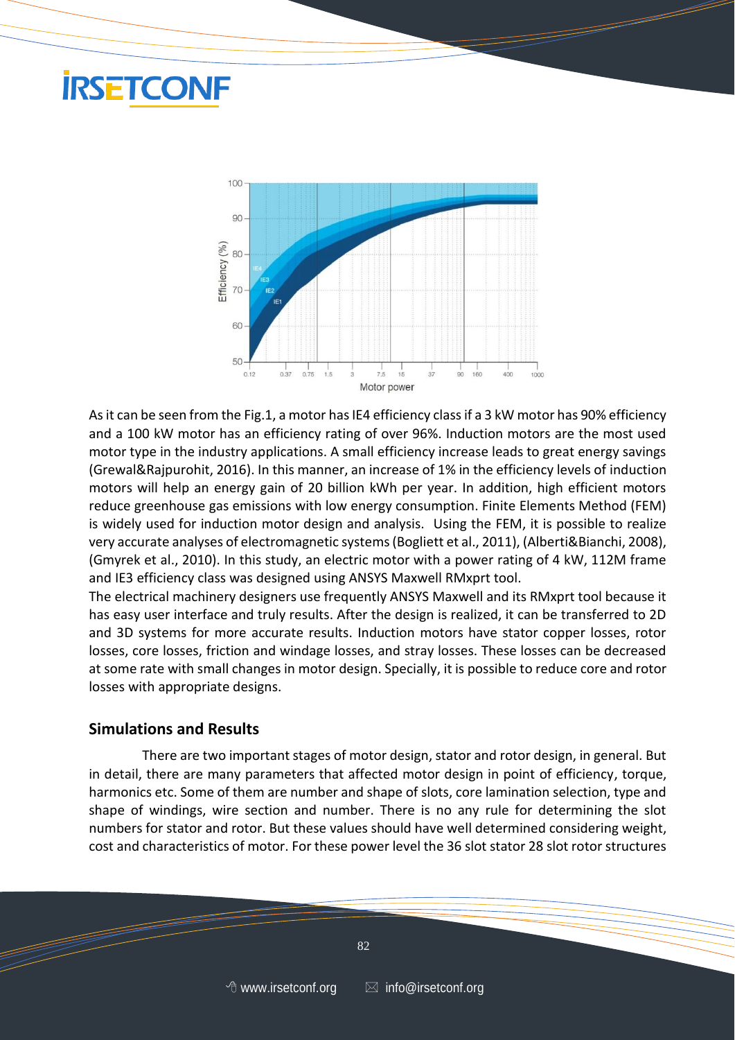As it can be seen from the Fig.1, a motor has IE4 efficiency class if a 3 kW motor has 90% efficiency and a 100 kW motor has an efficiency rating of over 96%. Induction motors are the most used motor type in the industry applications. A small efficiency increase leads to great energy savings (Grewal&Rajpurohit, 2016). In this manner, an increase of 1% in the efficiency levels of induction motors will help an energy gain of 20 billion kWh per year. In addition, high efficient motors reduce greenhouse gas emissions with low energy consumption. Finite Elements Method (FEM) is widely used for induction motor design and analysis. Using the FEM, it is possible to realize very accurate analyses of electromagnetic systems (Bogliett et al., 2011), (Alberti&Bianchi, 2008), (Gmyrek et al., 2010). In this study, an electric motor with a power rating of 4 kW, 112M frame and IE3 efficiency class was designed using ANSYS Maxwell RMxprt tool.

The electrical machinery designers use frequently ANSYS Maxwell and its RMxprt tool because it has easy user interface and truly results. After the design is realized, it can be transferred to 2D and 3D systems for more accurate results. Induction motors have stator copper losses, rotor losses, core losses, friction and windage losses, and stray losses. These losses can be decreased at some rate with small changes in motor design. Specially, it is possible to reduce core and rotor losses with appropriate designs.

## Simulations and Results

There are two important stages of motor design, stator and rotor design, in general. But in detail, there are many parameters that affected motor design in point of efficiency, torque, harmonics etc. Some of them are number and shape of slots, core lamination selection, type and shape of windings, wire section and number. There is no any rule for determining the slot numbers for stator and rotor. But these values should have well determined considering weight, cost and characteristics of motor. For these power level the 36 slot stator 28 slot rotor structures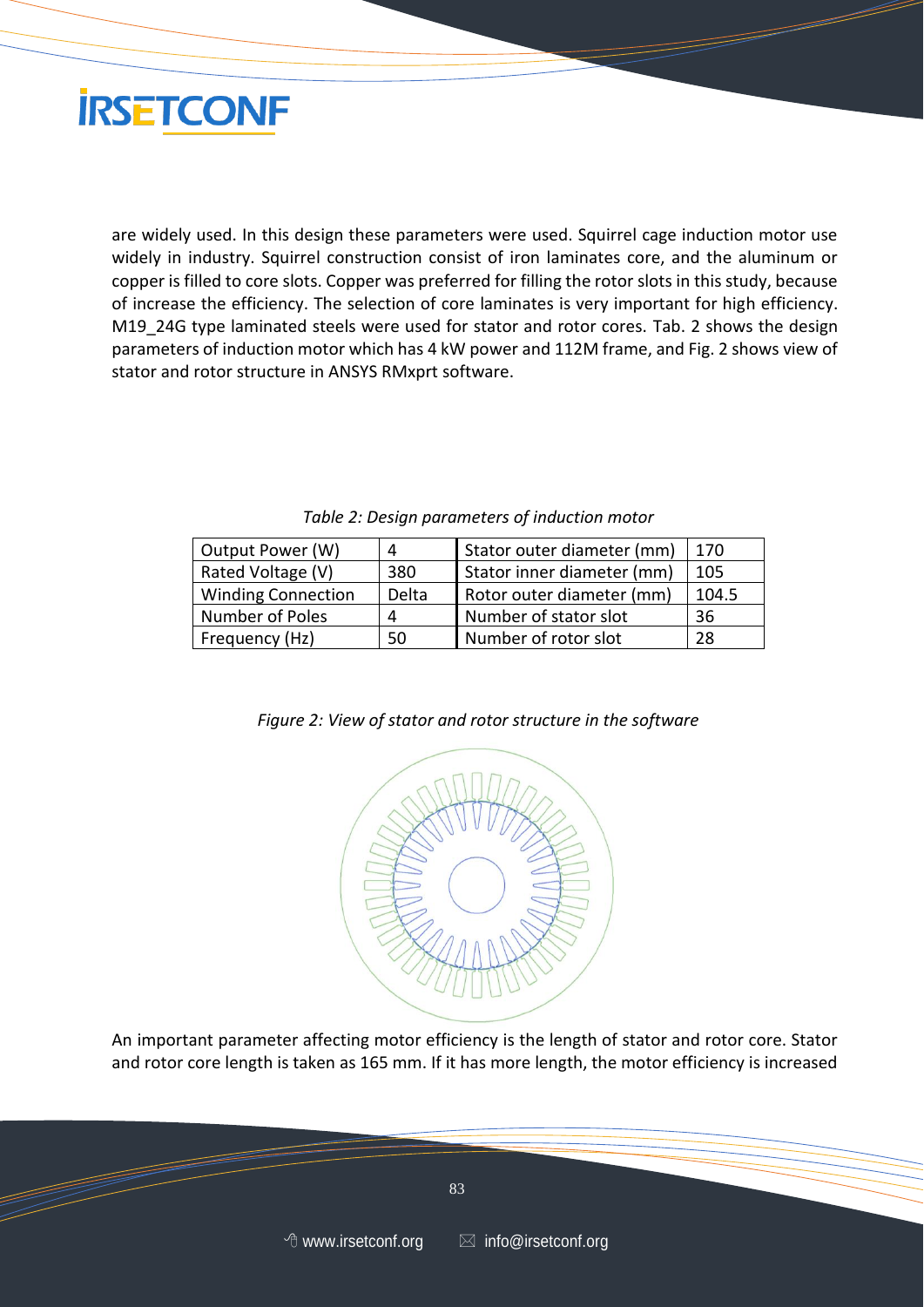are widely used. In this design these parameters were used. Squirrel cage induction motor use widely in industry. Squirrel construction consist of iron laminates core, and the aluminum or copper is filled to core slots. Copper was preferred for filling the rotor slots in this study, because of increase the efficiency. The selection of core laminates is very important for high efficiency. M19_24G type laminated steels were used for stator and rotor cores. Tab. 2 shows the design parameters of induction motor which has 4 kW power and 112M frame, and Fig. 2 shows view of stator and rotor structure in ANSYS RMxprt software.

*Table 2: Design parameters of induction motor*

| Output Power (W) | 4 | Stator outer diameter (mm) | 170 |
|---|---|---|---|
| Rated Voltage (V) | 380 | Stator inner diameter (mm) | 105 |
| Winding Connection | Delta | Rotor outer diameter (mm) | 104.5 |
| Number of Poles | 4 | Number of stator slot | 36 |
| Frequency (Hz) | 50 | Number of rotor slot | 28 |

*Figure 2: View of stator and rotor structure in the software*

An important parameter affecting motor efficiency is the length of stator and rotor core. Stator and rotor core length is taken as 165 mm. If it has more length, the motor efficiency is increased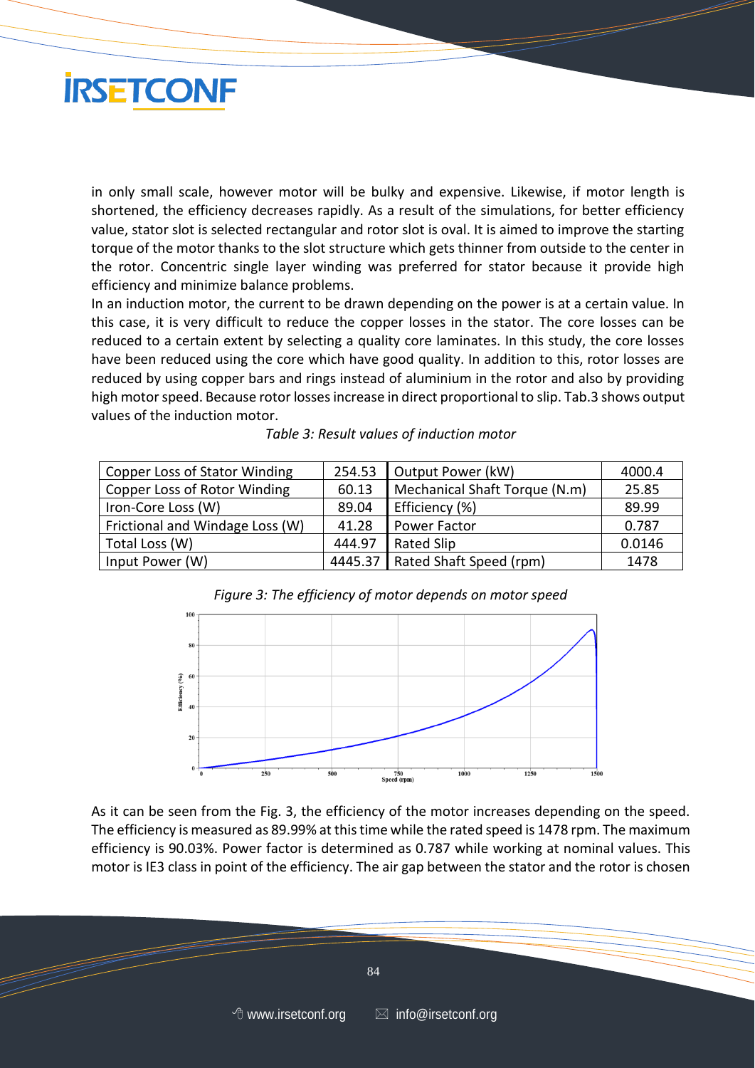in only small scale, however motor will be bulky and expensive. Likewise, if motor length is shortened, the efficiency decreases rapidly. As a result of the simulations, for better efficiency value, stator slot is selected rectangular and rotor slot is oval. It is aimed to improve the starting torque of the motor thanks to the slot structure which gets thinner from outside to the center in the rotor. Concentric single layer winding was preferred for stator because it provide high efficiency and minimize balance problems.

In an induction motor, the current to be drawn depending on the power is at a certain value. In this case, it is very difficult to reduce the copper losses in the stator. The core losses can be reduced to a certain extent by selecting a quality core laminates. In this study, the core losses have been reduced using the core which have good quality. In addition to this, rotor losses are reduced by using copper bars and rings instead of aluminium in the rotor and also by providing high motor speed. Because rotor losses increase in direct proportional to slip. Tab.3 shows output values of the induction motor.

*Table 3: Result values of induction motor*

| | | | |
|---|---|---|---|
| Copper Loss of Stator Winding | 254.53 | Output Power (kW) | 4000.4 |
| Copper Loss of Rotor Winding | 60.13 | Mechanical Shaft Torque (N.m) | 25.85 |
| Iron-Core Loss (W) | 89.04 | Efficiency (%) | 89.99 |
| Frictional and Windage Loss (W) | 41.28 | Power Factor | 0.787 |
| Total Loss (W) | 444.97 | Rated Slip | 0.0146 |
| Input Power (W) | 4445.37 | Rated Shaft Speed (rpm) | 1478 |

*Figure 3: The efficiency of motor depends on motor speed*

As it can be seen from the Fig. 3, the efficiency of the motor increases depending on the speed. The efficiency is measured as 89.99% at this time while the rated speed is 1478 rpm. The maximum efficiency is 90.03%. Power factor is determined as 0.787 while working at nominal values. This motor is IE3 class in point of the efficiency. The air gap between the stator and the rotor is chosen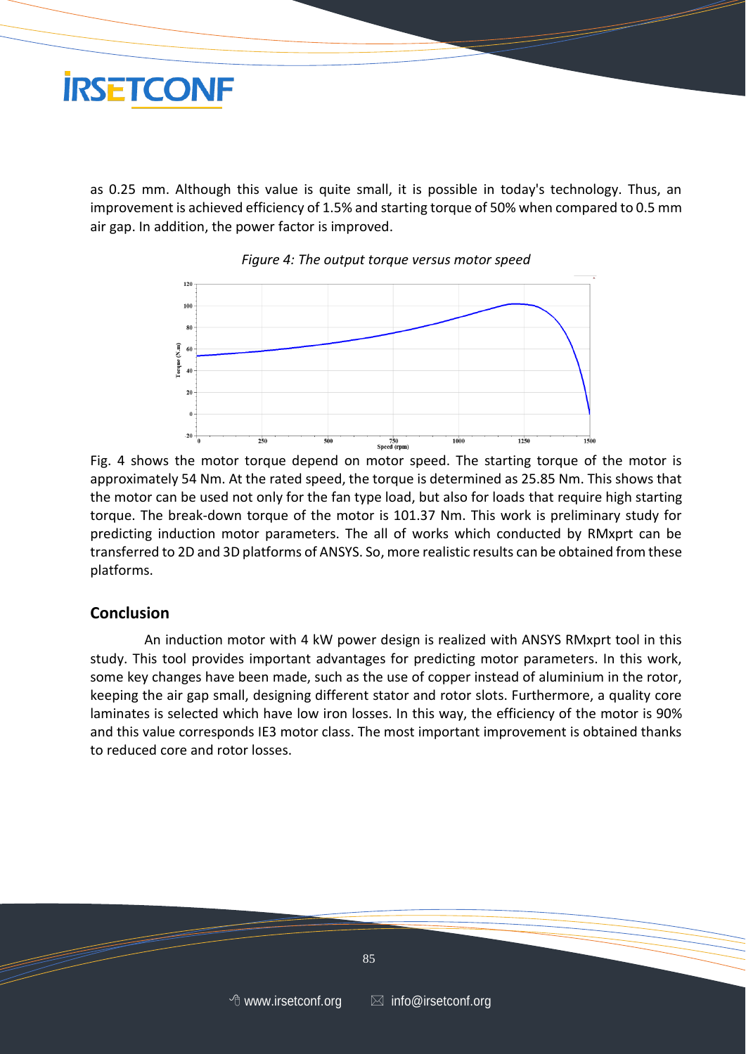as 0.25 mm. Although this value is quite small, it is possible in today's technology. Thus, an improvement is achieved efficiency of 1.5% and starting torque of 50% when compared to 0.5 mm air gap. In addition, the power factor is improved.

*Figure 4: The output torque versus motor speed*

Fig. 4 shows the motor torque depend on motor speed. The starting torque of the motor is approximately 54 Nm. At the rated speed, the torque is determined as 25.85 Nm. This shows that the motor can be used not only for the fan type load, but also for loads that require high starting torque. The break-down torque of the motor is 101.37 Nm. This work is preliminary study for predicting induction motor parameters. The all of works which conducted by RMxprt can be transferred to 2D and 3D platforms of ANSYS. So, more realistic results can be obtained from these platforms.

## Conclusion

An induction motor with 4 kW power design is realized with ANSYS RMxprt tool in this study. This tool provides important advantages for predicting motor parameters. In this work, some key changes have been made, such as the use of copper instead of aluminium in the rotor, keeping the air gap small, designing different stator and rotor slots. Furthermore, a quality core laminates is selected which have low iron losses. In this way, the efficiency of the motor is 90% and this value corresponds IE3 motor class. The most important improvement is obtained thanks to reduced core and rotor losses.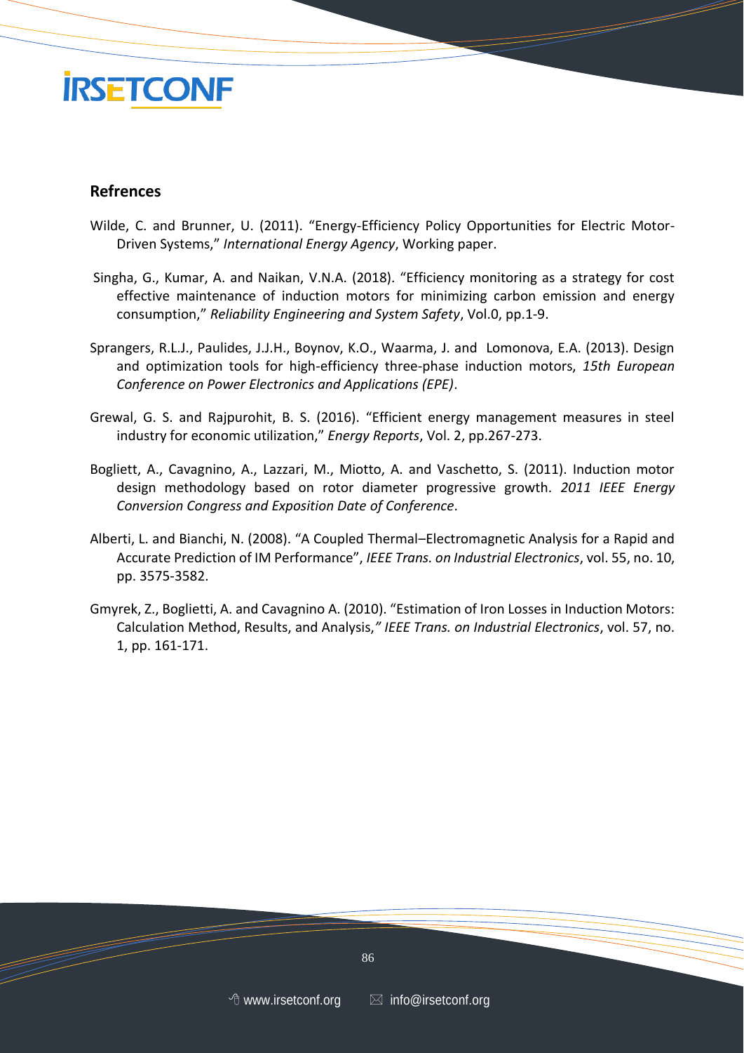## Refrences

Wilde, C. and Brunner, U. (2011). "Energy-Efficiency Policy Opportunities for Electric Motor-Driven Systems," *International Energy Agency*, Working paper.

Singha, G., Kumar, A. and Naikan, V.N.A. (2018). "Efficiency monitoring as a strategy for cost effective maintenance of induction motors for minimizing carbon emission and energy consumption," *Reliability Engineering and System Safety*, Vol.0, pp.1-9.

Sprangers, R.L.J., Paulides, J.J.H., Boynov, K.O., Waarma, J. and Lomonova, E.A. (2013). Design and optimization tools for high-efficiency three-phase induction motors, *15th European Conference on Power Electronics and Applications (EPE)*.

Grewal, G. S. and Rajpurohit, B. S. (2016). "Efficient energy management measures in steel industry for economic utilization," *Energy Reports*, Vol. 2, pp.267-273.

Bogliett, A., Cavagnino, A., Lazzari, M., Miotto, A. and Vaschetto, S. (2011). Induction motor design methodology based on rotor diameter progressive growth. *2011 IEEE Energy Conversion Congress and Exposition Date of Conference*.

Alberti, L. and Bianchi, N. (2008). "A Coupled Thermal–Electromagnetic Analysis for a Rapid and Accurate Prediction of IM Performance", *IEEE Trans. on Industrial Electronics*, vol. 55, no. 10, pp. 3575-3582.

Gmyrek, Z., Boglietti, A. and Cavagnino A. (2010). "Estimation of Iron Losses in Induction Motors: Calculation Method, Results, and Analysis," *IEEE Trans. on Industrial Electronics*, vol. 57, no. 1, pp. 161-171.